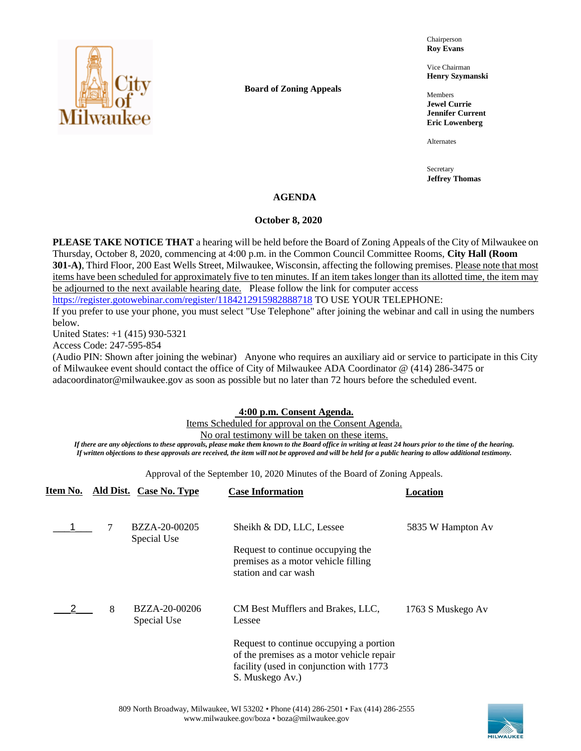**Board of Zoning Appeals**

Chairperson
**Roy Evans**

Vice Chairman
**Henry Szymanski**

Members
**Jewel Currie**
**Jennifer Current**
**Eric Lowenberg**

Alternates

Secretary
**Jeffrey Thomas**

# AGENDA

## October 8, 2020

**PLEASE TAKE NOTICE THAT** a hearing will be held before the Board of Zoning Appeals of the City of Milwaukee on Thursday, October 8, 2020, commencing at 4:00 p.m. in the Common Council Committee Rooms, **City Hall (Room 301-A)**, Third Floor, 200 East Wells Street, Milwaukee, Wisconsin, affecting the following premises. Please note that most items have been scheduled for approximately five to ten minutes. If an item takes longer than its allotted time, the item may be adjourned to the next available hearing date. Please follow the link for computer access https://register.gotowebinar.com/register/1184212915982888718 TO USE YOUR TELEPHONE:
If you prefer to use your phone, you must select "Use Telephone" after joining the webinar and call in using the numbers below.
United States: +1 (415) 930-5321
Access Code: 247-595-854
(Audio PIN: Shown after joining the webinar) Anyone who requires an auxiliary aid or service to participate in this City of Milwaukee event should contact the office of City of Milwaukee ADA Coordinator @ (414) 286-3475 or adacoordinator@milwaukee.gov as soon as possible but no later than 72 hours before the scheduled event.

**4:00 p.m. Consent Agenda.**

Items Scheduled for approval on the Consent Agenda.
No oral testimony will be taken on these items.

*If there are any objections to these approvals, please make them known to the Board office in writing at least 24 hours prior to the time of the hearing. If written objections to these approvals are received, the item will not be approved and will be held for a public hearing to allow additional testimony.*

Approval of the September 10, 2020 Minutes of the Board of Zoning Appeals.

| Item No. | Ald Dist. | Case No. Type | Case Information | Location |
|---|---|---|---|---|
| 1 | 7 | BZZA-20-00205 Special Use | Sheikh & DD, LLC, Lessee<br><br>Request to continue occupying the premises as a motor vehicle filling station and car wash | 5835 W Hampton Av |
| 2 | 8 | BZZA-20-00206 Special Use | CM Best Mufflers and Brakes, LLC, Lessee<br><br>Request to continue occupying a portion of the premises as a motor vehicle repair facility (used in conjunction with 1773 S. Muskego Av.) | 1763 S Muskego Av |

809 North Broadway, Milwaukee, WI 53202 • Phone (414) 286-2501 • Fax (414) 286-2555
www.milwaukee.gov/boza • boza@milwaukee.gov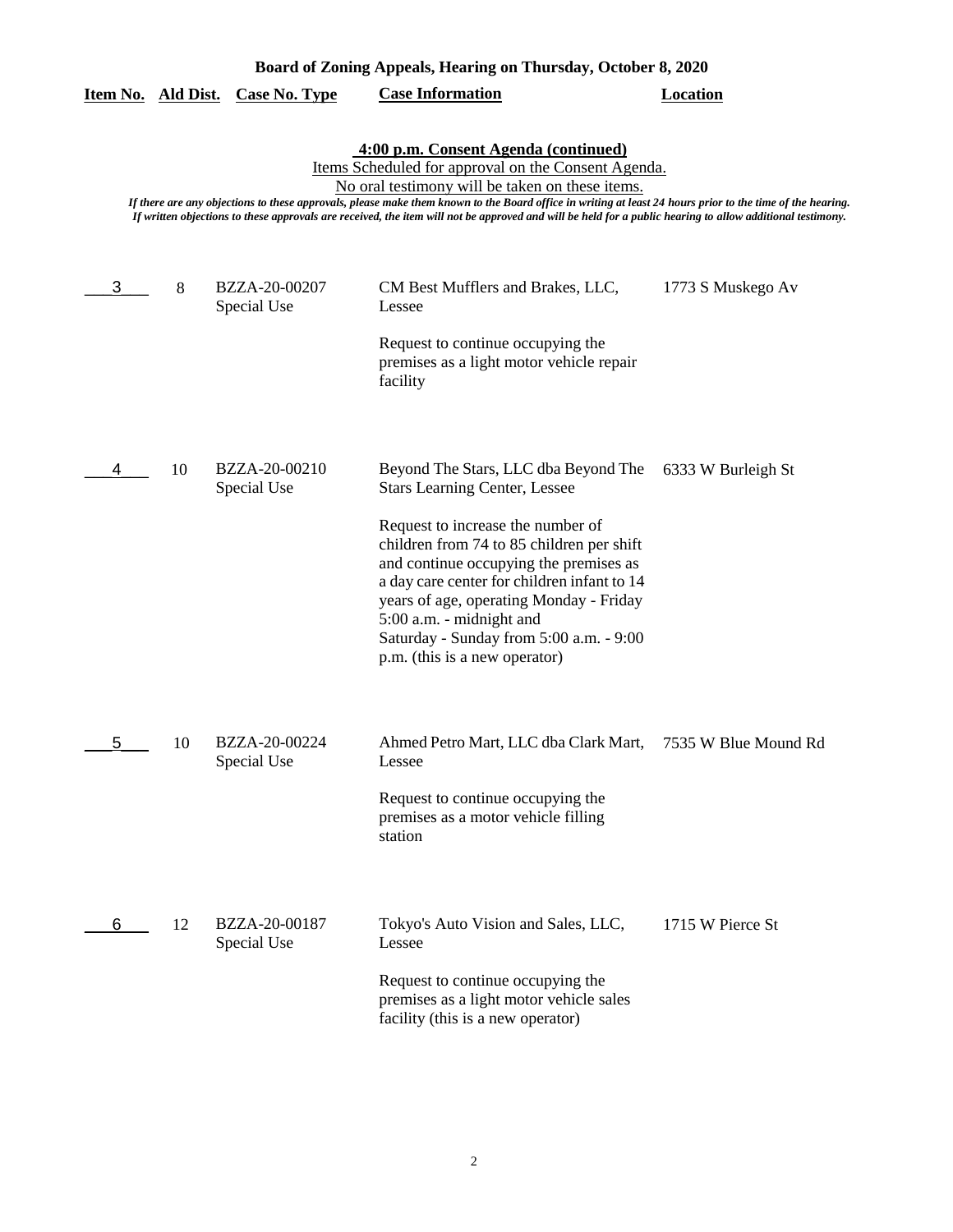**Board of Zoning Appeals, Hearing on Thursday, October 8, 2020**

| Item No. | Ald Dist. | Case No. Type | Case Information | Location |
|---|---|---|---|---|

**4:00 p.m. Consent Agenda (continued)**

Items Scheduled for approval on the Consent Agenda.

No oral testimony will be taken on these items.

*If there are any objections to these approvals, please make them known to the Board office in writing at least 24 hours prior to the time of the hearing. If written objections to these approvals are received, the item will not be approved and will be held for a public hearing to allow additional testimony.*

| Item No. | Ald Dist. | Case No. Type | Case Information | Location |
|---|---|---|---|---|
| 3 | 8 | BZZA-20-00207 Special Use | CM Best Mufflers and Brakes, LLC, Lessee<br><br>Request to continue occupying the premises as a light motor vehicle repair facility | 1773 S Muskego Av |
| 4 | 10 | BZZA-20-00210 Special Use | Beyond The Stars, LLC dba Beyond The Stars Learning Center, Lessee<br><br>Request to increase the number of children from 74 to 85 children per shift and continue occupying the premises as a day care center for children infant to 14 years of age, operating Monday - Friday 5:00 a.m. - midnight and Saturday - Sunday from 5:00 a.m. - 9:00 p.m. (this is a new operator) | 6333 W Burleigh St |
| 5 | 10 | BZZA-20-00224 Special Use | Ahmed Petro Mart, LLC dba Clark Mart, Lessee<br><br>Request to continue occupying the premises as a motor vehicle filling station | 7535 W Blue Mound Rd |
| 6 | 12 | BZZA-20-00187 Special Use | Tokyo's Auto Vision and Sales, LLC, Lessee<br><br>Request to continue occupying the premises as a light motor vehicle sales facility (this is a new operator) | 1715 W Pierce St |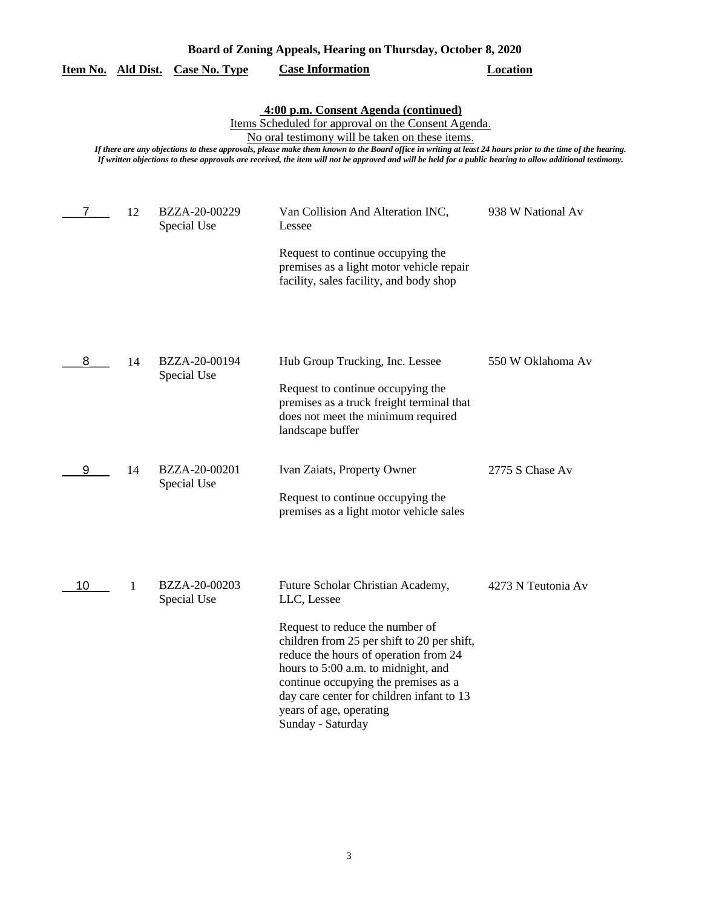**Board of Zoning Appeals, Hearing on Thursday, October 8, 2020**

**4:00 p.m. Consent Agenda (continued)**

Items Scheduled for approval on the Consent Agenda.

No oral testimony will be taken on these items.

*If there are any objections to these approvals, please make them known to the Board office in writing at least 24 hours prior to the time of the hearing. If written objections to these approvals are received, the item will not be approved and will be held for a public hearing to allow additional testimony.*

| Item No. | Ald Dist. | Case No. Type | Case Information | Location |
|---|---|---|---|---|
| 7 | 12 | BZZA-20-00229 Special Use | Van Collision And Alteration INC, Lessee<br><br>Request to continue occupying the premises as a light motor vehicle repair facility, sales facility, and body shop | 938 W National Av |
| 8 | 14 | BZZA-20-00194 Special Use | Hub Group Trucking, Inc. Lessee<br><br>Request to continue occupying the premises as a truck freight terminal that does not meet the minimum required landscape buffer | 550 W Oklahoma Av |
| 9 | 14 | BZZA-20-00201 Special Use | Ivan Zaiats, Property Owner<br><br>Request to continue occupying the premises as a light motor vehicle sales | 2775 S Chase Av |
| 10 | 1 | BZZA-20-00203 Special Use | Future Scholar Christian Academy, LLC, Lessee<br><br>Request to reduce the number of children from 25 per shift to 20 per shift, reduce the hours of operation from 24 hours to 5:00 a.m. to midnight, and continue occupying the premises as a day care center for children infant to 13 years of age, operating Sunday - Saturday | 4273 N Teutonia Av |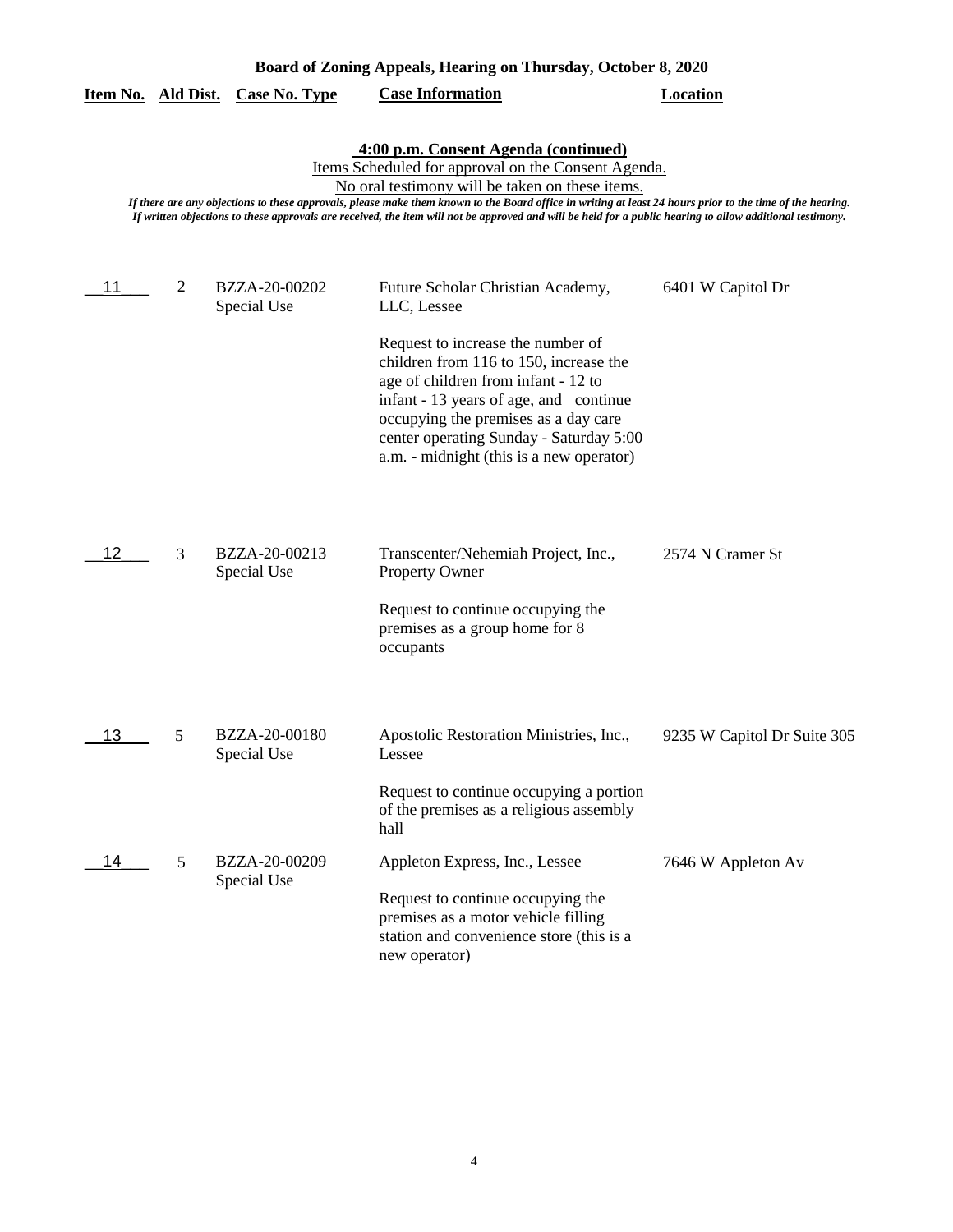**Board of Zoning Appeals, Hearing on Thursday, October 8, 2020**

**4:00 p.m. Consent Agenda (continued)**

Items Scheduled for approval on the Consent Agenda.

No oral testimony will be taken on these items.

*If there are any objections to these approvals, please make them known to the Board office in writing at least 24 hours prior to the time of the hearing. If written objections to these approvals are received, the item will not be approved and will be held for a public hearing to allow additional testimony.*

| Item No. | Ald Dist. | Case No. Type | Case Information | Location |
|---|---|---|---|---|
| 11 | 2 | BZZA-20-00202 Special Use | Future Scholar Christian Academy, LLC, Lessee<br><br>Request to increase the number of children from 116 to 150, increase the age of children from infant - 12 to infant - 13 years of age, and continue occupying the premises as a day care center operating Sunday - Saturday 5:00 a.m. - midnight (this is a new operator) | 6401 W Capitol Dr |
| 12 | 3 | BZZA-20-00213 Special Use | Transcenter/Nehemiah Project, Inc., Property Owner<br><br>Request to continue occupying the premises as a group home for 8 occupants | 2574 N Cramer St |
| 13 | 5 | BZZA-20-00180 Special Use | Apostolic Restoration Ministries, Inc., Lessee<br><br>Request to continue occupying a portion of the premises as a religious assembly hall | 9235 W Capitol Dr Suite 305 |
| 14 | 5 | BZZA-20-00209 Special Use | Appleton Express, Inc., Lessee<br><br>Request to continue occupying the premises as a motor vehicle filling station and convenience store (this is a new operator) | 7646 W Appleton Av |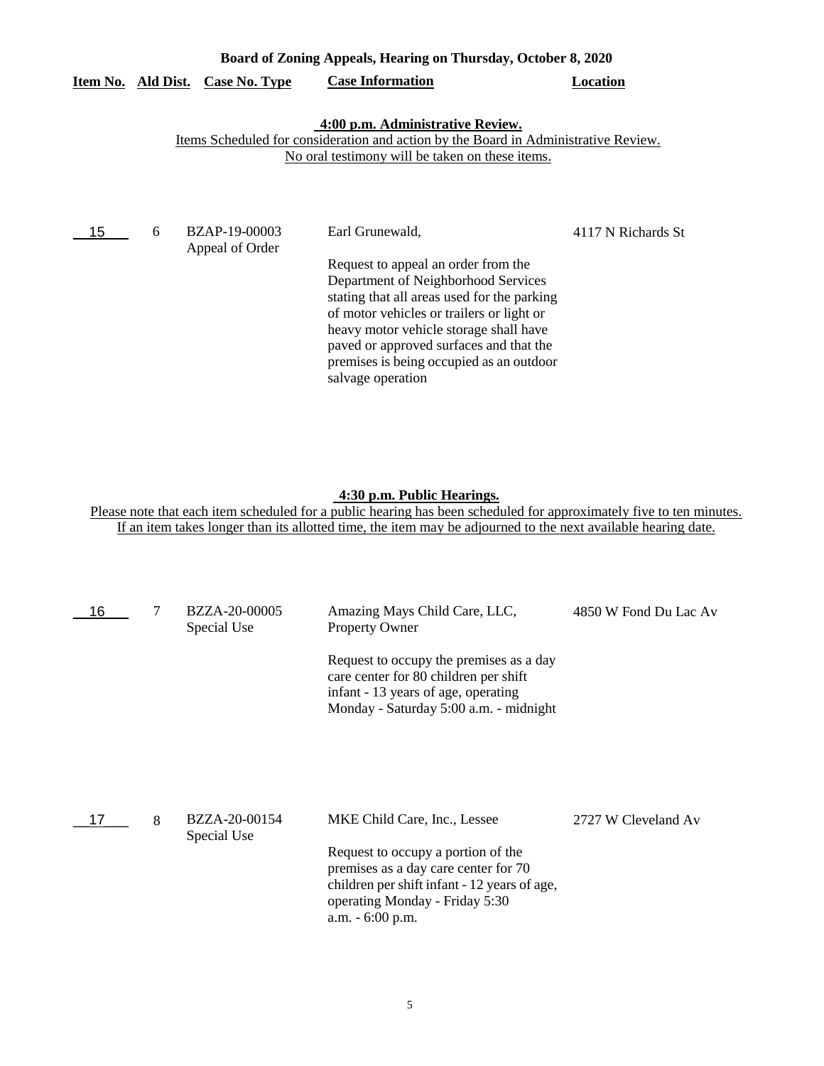**Board of Zoning Appeals, Hearing on Thursday, October 8, 2020**

| Item No. | Ald Dist. | Case No. Type | Case Information | Location |
|---|---|---|---|---|

**4:00 p.m. Administrative Review.**
Items Scheduled for consideration and action by the Board in Administrative Review.
No oral testimony will be taken on these items.

| Item No. | Ald Dist. | Case No. Type | Case Information | Location |
|---|---|---|---|---|
| 15 | 6 | BZAP-19-00003 Appeal of Order | Earl Grunewald,<br><br>Request to appeal an order from the Department of Neighborhood Services stating that all areas used for the parking of motor vehicles or trailers or light or heavy motor vehicle storage shall have paved or approved surfaces and that the premises is being occupied as an outdoor salvage operation | 4117 N Richards St |

**4:30 p.m. Public Hearings.**
Please note that each item scheduled for a public hearing has been scheduled for approximately five to ten minutes.
If an item takes longer than its allotted time, the item may be adjourned to the next available hearing date.

| Item No. | Ald Dist. | Case No. Type | Case Information | Location |
|---|---|---|---|---|
| 16 | 7 | BZZA-20-00005 Special Use | Amazing Mays Child Care, LLC, Property Owner<br><br>Request to occupy the premises as a day care center for 80 children per shift infant - 13 years of age, operating Monday - Saturday 5:00 a.m. - midnight | 4850 W Fond Du Lac Av |
| 17 | 8 | BZZA-20-00154 Special Use | MKE Child Care, Inc., Lessee<br><br>Request to occupy a portion of the premises as a day care center for 70 children per shift infant - 12 years of age, operating Monday - Friday 5:30 a.m. - 6:00 p.m. | 2727 W Cleveland Av |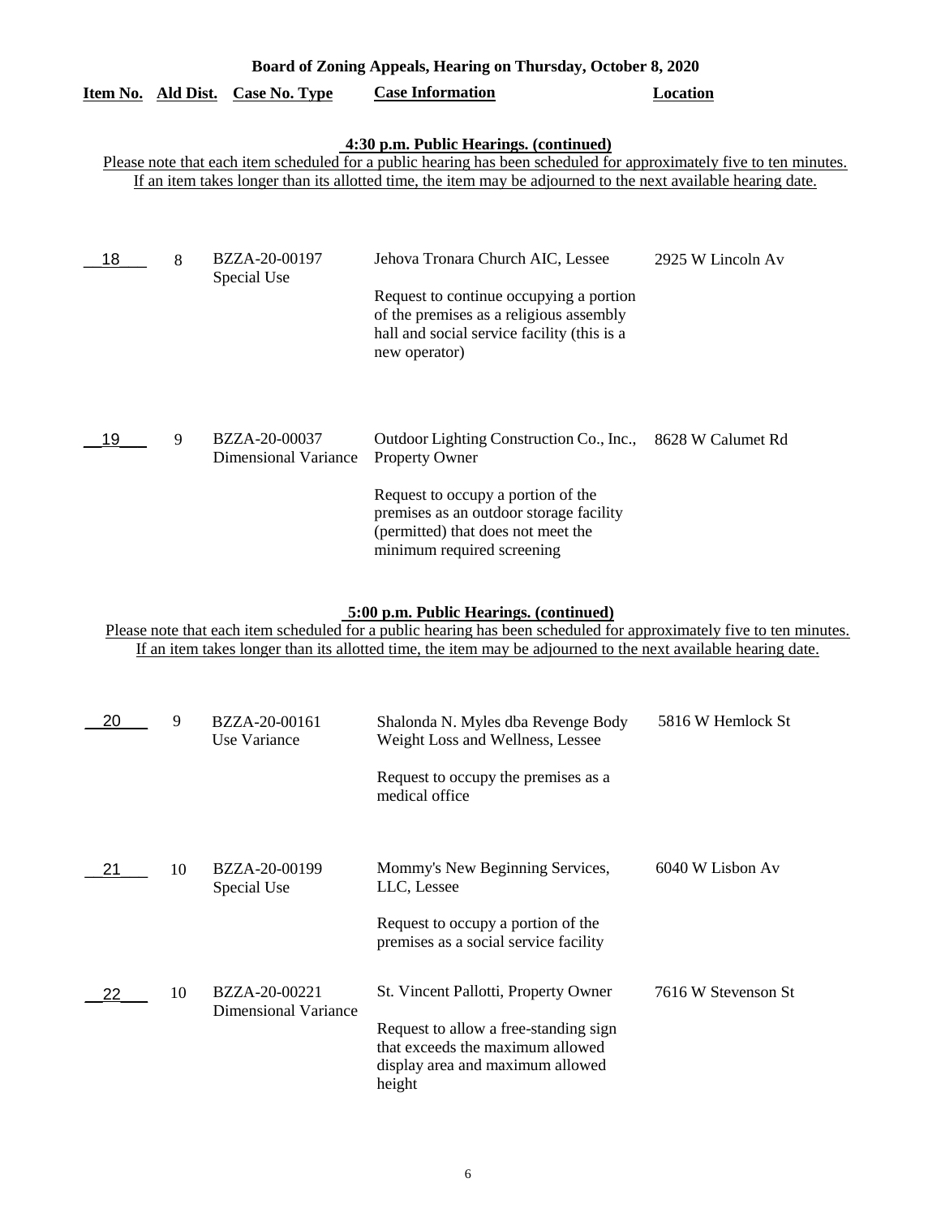**Board of Zoning Appeals, Hearing on Thursday, October 8, 2020**

| Item No. | Ald Dist. | Case No. Type | Case Information | Location |
|---|---|---|---|---|

**4:30 p.m. Public Hearings. (continued)**

Please note that each item scheduled for a public hearing has been scheduled for approximately five to ten minutes. If an item takes longer than its allotted time, the item may be adjourned to the next available hearing date.

| Item No. | Ald Dist. | Case No. Type | Case Information | Location |
|---|---|---|---|---|
| 18 | 8 | BZZA-20-00197 Special Use | Jehova Tronara Church AIC, Lessee<br><br>Request to continue occupying a portion of the premises as a religious assembly hall and social service facility (this is a new operator) | 2925 W Lincoln Av |
| 19 | 9 | BZZA-20-00037 Dimensional Variance | Outdoor Lighting Construction Co., Inc., Property Owner<br><br>Request to occupy a portion of the premises as an outdoor storage facility (permitted) that does not meet the minimum required screening | 8628 W Calumet Rd |

**5:00 p.m. Public Hearings. (continued)**

Please note that each item scheduled for a public hearing has been scheduled for approximately five to ten minutes. If an item takes longer than its allotted time, the item may be adjourned to the next available hearing date.

| Item No. | Ald Dist. | Case No. Type | Case Information | Location |
|---|---|---|---|---|
| 20 | 9 | BZZA-20-00161 Use Variance | Shalonda N. Myles dba Revenge Body Weight Loss and Wellness, Lessee<br><br>Request to occupy the premises as a medical office | 5816 W Hemlock St |
| 21 | 10 | BZZA-20-00199 Special Use | Mommy's New Beginning Services, LLC, Lessee<br><br>Request to occupy a portion of the premises as a social service facility | 6040 W Lisbon Av |
| 22 | 10 | BZZA-20-00221 Dimensional Variance | St. Vincent Pallotti, Property Owner<br><br>Request to allow a free-standing sign that exceeds the maximum allowed display area and maximum allowed height | 7616 W Stevenson St |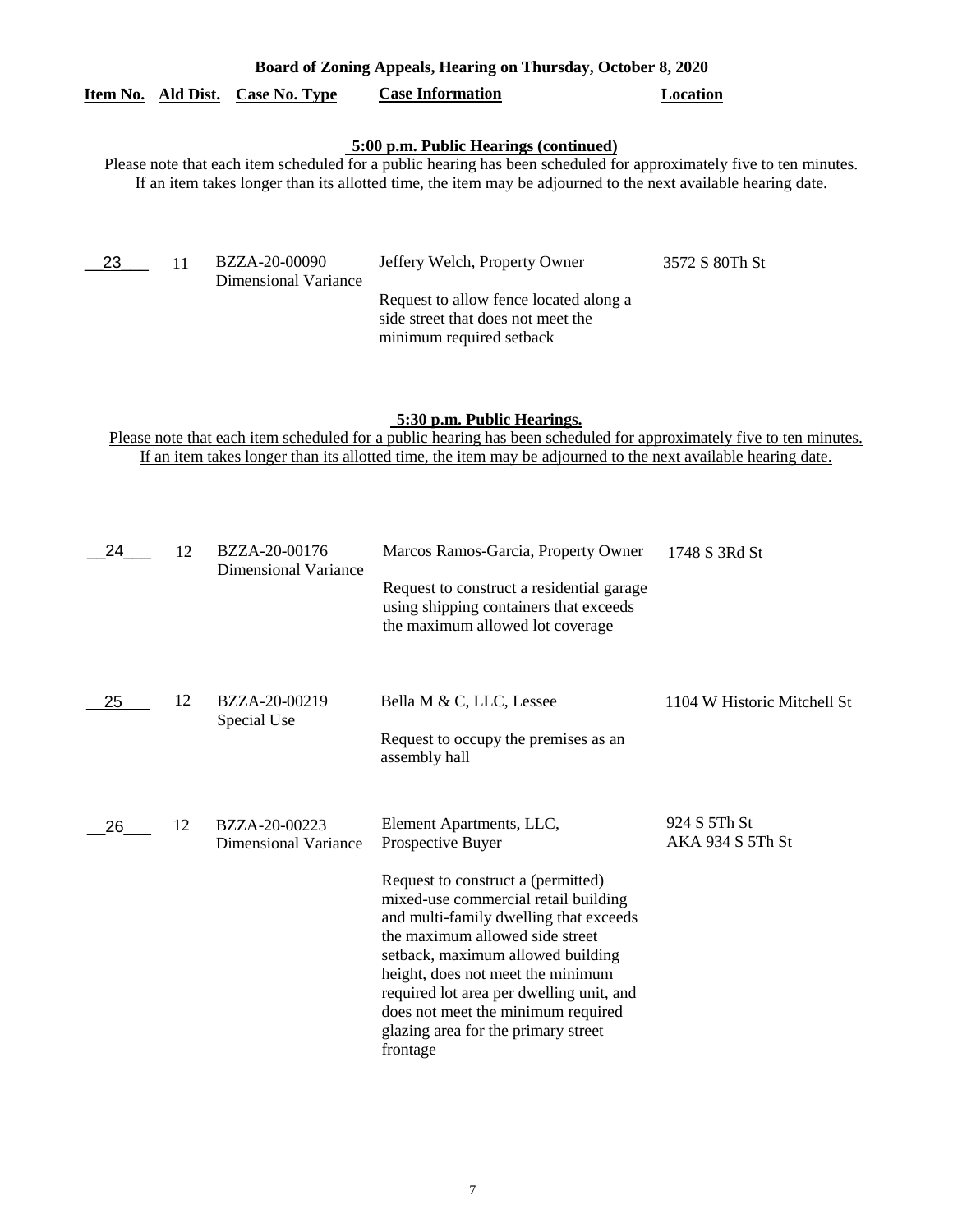**Board of Zoning Appeals, Hearing on Thursday, October 8, 2020**

| Item No. | Ald Dist. | Case No. Type | Case Information | Location |
|---|---|---|---|---|

**5:00 p.m. Public Hearings (continued)**

Please note that each item scheduled for a public hearing has been scheduled for approximately five to ten minutes. If an item takes longer than its allotted time, the item may be adjourned to the next available hearing date.

| Item No. | Ald Dist. | Case No. Type | Case Information | Location |
|---|---|---|---|---|
| 23 | 11 | BZZA-20-00090 Dimensional Variance | Jeffery Welch, Property Owner<br><br>Request to allow fence located along a side street that does not meet the minimum required setback | 3572 S 80Th St |

**5:30 p.m. Public Hearings.**

Please note that each item scheduled for a public hearing has been scheduled for approximately five to ten minutes. If an item takes longer than its allotted time, the item may be adjourned to the next available hearing date.

| Item No. | Ald Dist. | Case No. Type | Case Information | Location |
|---|---|---|---|---|
| 24 | 12 | BZZA-20-00176 Dimensional Variance | Marcos Ramos-Garcia, Property Owner<br><br>Request to construct a residential garage using shipping containers that exceeds the maximum allowed lot coverage | 1748 S 3Rd St |
| 25 | 12 | BZZA-20-00219 Special Use | Bella M & C, LLC, Lessee<br><br>Request to occupy the premises as an assembly hall | 1104 W Historic Mitchell St |
| 26 | 12 | BZZA-20-00223 Dimensional Variance | Element Apartments, LLC, Prospective Buyer<br><br>Request to construct a (permitted) mixed-use commercial retail building and multi-family dwelling that exceeds the maximum allowed side street setback, maximum allowed building height, does not meet the minimum required lot area per dwelling unit, and does not meet the minimum required glazing area for the primary street frontage | 924 S 5Th St AKA 934 S 5Th St |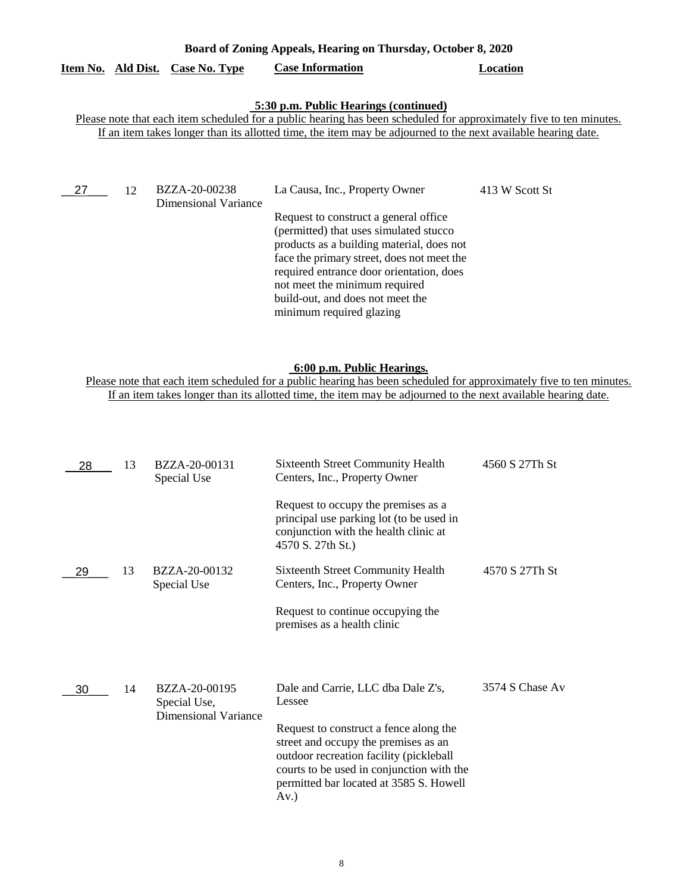**Board of Zoning Appeals, Hearing on Thursday, October 8, 2020**

| Item No. | Ald Dist. | Case No. Type | Case Information | Location |
|---|---|---|---|---|

**5:30 p.m. Public Hearings (continued)**

Please note that each item scheduled for a public hearing has been scheduled for approximately five to ten minutes. If an item takes longer than its allotted time, the item may be adjourned to the next available hearing date.

| Item No. | Ald Dist. | Case No. Type | Case Information | Location |
|---|---|---|---|---|
| 27 | 12 | BZZA-20-00238 Dimensional Variance | La Causa, Inc., Property Owner<br><br>Request to construct a general office (permitted) that uses simulated stucco products as a building material, does not face the primary street, does not meet the required entrance door orientation, does not meet the minimum required build-out, and does not meet the minimum required glazing | 413 W Scott St |

**6:00 p.m. Public Hearings.**

Please note that each item scheduled for a public hearing has been scheduled for approximately five to ten minutes. If an item takes longer than its allotted time, the item may be adjourned to the next available hearing date.

| Item No. | Ald Dist. | Case No. Type | Case Information | Location |
|---|---|---|---|---|
| 28 | 13 | BZZA-20-00131 Special Use | Sixteenth Street Community Health Centers, Inc., Property Owner<br><br>Request to occupy the premises as a principal use parking lot (to be used in conjunction with the health clinic at 4570 S. 27th St.) | 4560 S 27Th St |
| 29 | 13 | BZZA-20-00132 Special Use | Sixteenth Street Community Health Centers, Inc., Property Owner<br><br>Request to continue occupying the premises as a health clinic | 4570 S 27Th St |
| 30 | 14 | BZZA-20-00195 Special Use, Dimensional Variance | Dale and Carrie, LLC dba Dale Z's, Lessee<br><br>Request to construct a fence along the street and occupy the premises as an outdoor recreation facility (pickleball courts to be used in conjunction with the permitted bar located at 3585 S. Howell Av.) | 3574 S Chase Av |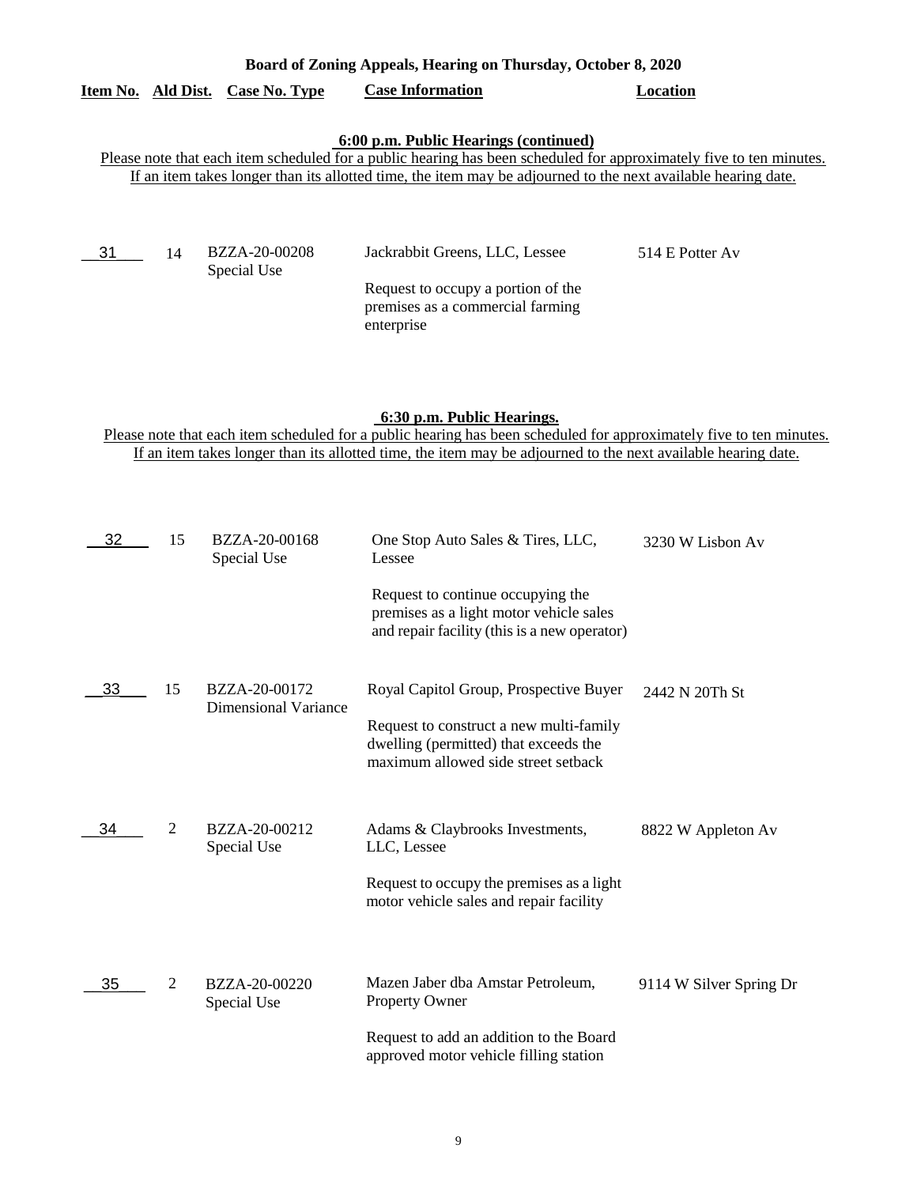**Board of Zoning Appeals, Hearing on Thursday, October 8, 2020**

| Item No. | Ald Dist. | Case No. Type | Case Information | Location |
|---|---|---|---|---|

### 6:00 p.m. Public Hearings (continued)

Please note that each item scheduled for a public hearing has been scheduled for approximately five to ten minutes. If an item takes longer than its allotted time, the item may be adjourned to the next available hearing date.

| Item No. | Ald Dist. | Case No. Type | Case Information | Location |
|---|---|---|---|---|
| 31 | 14 | BZZA-20-00208<br>Special Use | Jackrabbit Greens, LLC, Lessee<br><br>Request to occupy a portion of the premises as a commercial farming enterprise | 514 E Potter Av |

### 6:30 p.m. Public Hearings.

Please note that each item scheduled for a public hearing has been scheduled for approximately five to ten minutes. If an item takes longer than its allotted time, the item may be adjourned to the next available hearing date.

| Item No. | Ald Dist. | Case No. Type | Case Information | Location |
|---|---|---|---|---|
| 32 | 15 | BZZA-20-00168<br>Special Use | One Stop Auto Sales & Tires, LLC, Lessee<br><br>Request to continue occupying the premises as a light motor vehicle sales and repair facility (this is a new operator) | 3230 W Lisbon Av |
| 33 | 15 | BZZA-20-00172<br>Dimensional Variance | Royal Capitol Group, Prospective Buyer<br><br>Request to construct a new multi-family dwelling (permitted) that exceeds the maximum allowed side street setback | 2442 N 20Th St |
| 34 | 2 | BZZA-20-00212<br>Special Use | Adams & Claybrooks Investments, LLC, Lessee<br><br>Request to occupy the premises as a light motor vehicle sales and repair facility | 8822 W Appleton Av |
| 35 | 2 | BZZA-20-00220<br>Special Use | Mazen Jaber dba Amstar Petroleum, Property Owner<br><br>Request to add an addition to the Board approved motor vehicle filling station | 9114 W Silver Spring Dr |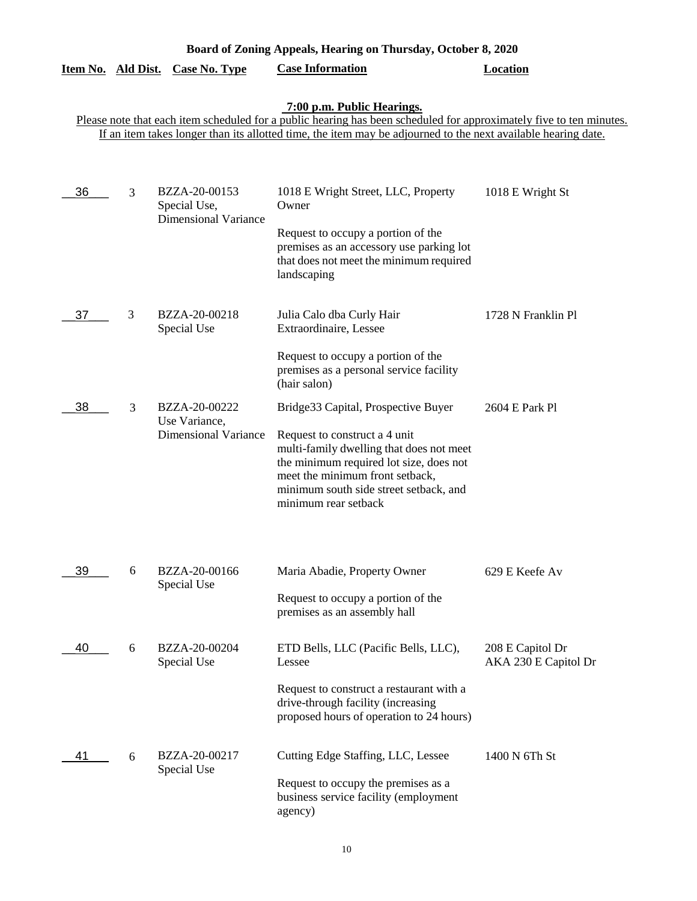# Board of Zoning Appeals, Hearing on Thursday, October 8, 2020

## 7:00 p.m. Public Hearings.

Please note that each item scheduled for a public hearing has been scheduled for approximately five to ten minutes. If an item takes longer than its allotted time, the item may be adjourned to the next available hearing date.

| Item No. | Ald Dist. | Case No. Type | Case Information | Location |
|---|---|---|---|---|
| 36 | 3 | BZZA-20-00153 Special Use, Dimensional Variance | 1018 E Wright Street, LLC, Property Owner<br><br>Request to occupy a portion of the premises as an accessory use parking lot that does not meet the minimum required landscaping | 1018 E Wright St |
| 37 | 3 | BZZA-20-00218 Special Use | Julia Calo dba Curly Hair Extraordinaire, Lessee<br><br>Request to occupy a portion of the premises as a personal service facility (hair salon) | 1728 N Franklin Pl |
| 38 | 3 | BZZA-20-00222 Use Variance, Dimensional Variance | Bridge33 Capital, Prospective Buyer<br><br>Request to construct a 4 unit multi-family dwelling that does not meet the minimum required lot size, does not meet the minimum front setback, minimum south side street setback, and minimum rear setback | 2604 E Park Pl |
| 39 | 6 | BZZA-20-00166 Special Use | Maria Abadie, Property Owner<br><br>Request to occupy a portion of the premises as an assembly hall | 629 E Keefe Av |
| 40 | 6 | BZZA-20-00204 Special Use | ETD Bells, LLC (Pacific Bells, LLC), Lessee<br><br>Request to construct a restaurant with a drive-through facility (increasing proposed hours of operation to 24 hours) | 208 E Capitol Dr AKA 230 E Capitol Dr |
| 41 | 6 | BZZA-20-00217 Special Use | Cutting Edge Staffing, LLC, Lessee<br><br>Request to occupy the premises as a business service facility (employment agency) | 1400 N 6Th St |